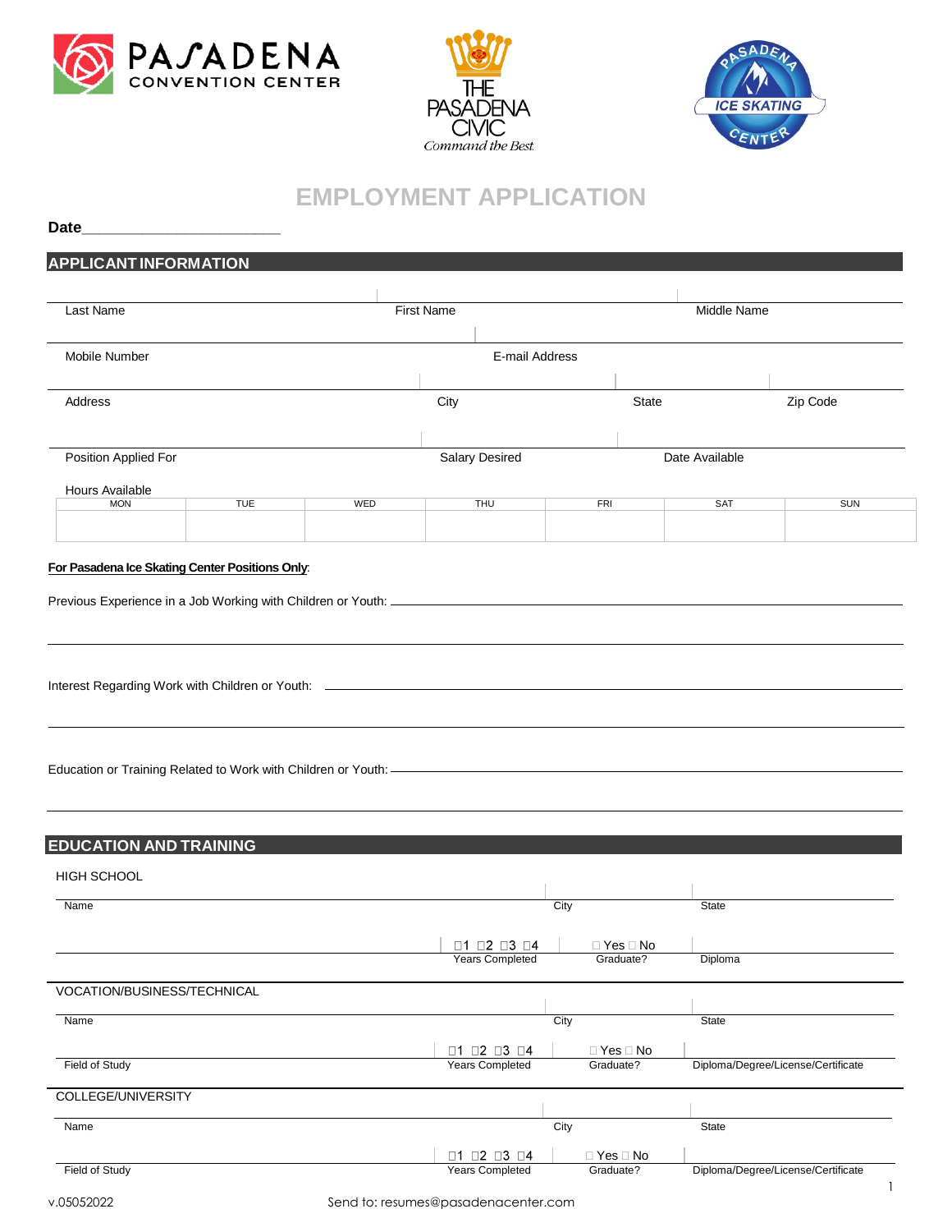PASADENA CONVENTION CENTER

THE PASADENA CIVIC
*Command the Best*

PASADENA ICE SKATING CENTER

# EMPLOYMENT APPLICATION

**Date**\_\_\_\_\_\_\_\_\_\_\_\_\_\_\_\_\_\_\_\_\_\_

## APPLICANT INFORMATION

| Last Name | First Name | Middle Name |
|---|---|---|

| Mobile Number | E-mail Address |
|---|---|

| Address | City | State | Zip Code |
|---|---|---|---|

| Position Applied For | Salary Desired | Date Available |
|---|---|---|

Hours Available

| MON | TUE | WED | THU | FRI | SAT | SUN |
|---|---|---|---|---|---|---|
| | | | | | | |

**For Pasadena Ice Skating Center Positions Only:**

Previous Experience in a Job Working with Children or Youth: \_\_\_\_\_\_\_\_\_\_\_\_\_\_\_\_\_\_\_\_\_\_\_\_\_\_\_\_

Interest Regarding Work with Children or Youth: \_\_\_\_\_\_\_\_\_\_\_\_\_\_\_\_\_\_\_\_\_\_\_\_\_\_\_\_

Education or Training Related to Work with Children or Youth: \_\_\_\_\_\_\_\_\_\_\_\_\_\_\_\_\_\_\_\_\_\_\_\_\_\_\_\_

## EDUCATION AND TRAINING

HIGH SCHOOL

| Name | City | State |
|---|---|---|

| | ☐1 ☐2 ☐3 ☐4<br>Years Completed | ☐ Yes ☐ No<br>Graduate? | Diploma |
|---|---|---|---|

VOCATION/BUSINESS/TECHNICAL

| Name | City | State |
|---|---|---|

| Field of Study | ☐1 ☐2 ☐3 ☐4<br>Years Completed | ☐ Yes ☐ No<br>Graduate? | Diploma/Degree/License/Certificate |
|---|---|---|---|

COLLEGE/UNIVERSITY

| Name | City | State |
|---|---|---|

| Field of Study | ☐1 ☐2 ☐3 ☐4<br>Years Completed | ☐ Yes ☐ No<br>Graduate? | Diploma/Degree/License/Certificate |
|---|---|---|---|

v.05052022 Send to: resumes@pasadenacenter.com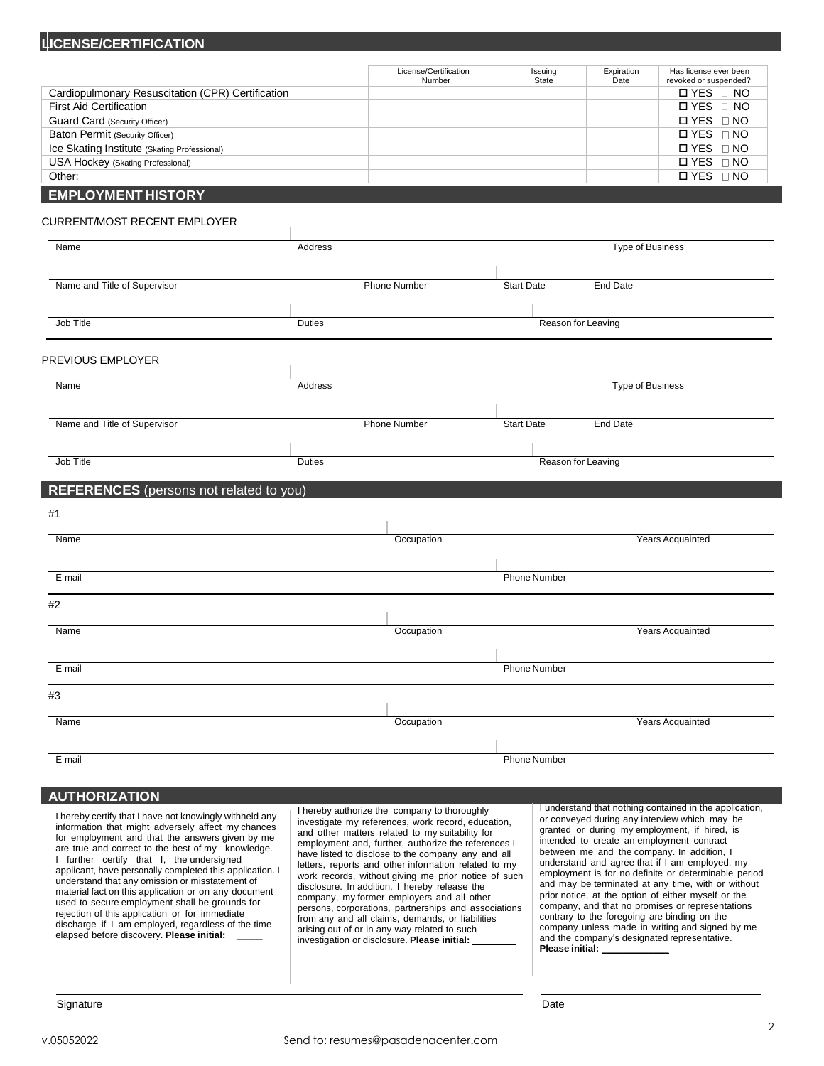## LICENSE/CERTIFICATION

| | License/Certification Number | Issuing State | Expiration Date | Has license ever been revoked or suspended? |
|---|---|---|---|---|
| Cardiopulmonary Resuscitation (CPR) Certification | | | | ☐ YES ☐ NO |
| First Aid Certification | | | | ☐ YES ☐ NO |
| Guard Card (Security Officer) | | | | ☐ YES ☐ NO |
| Baton Permit (Security Officer) | | | | ☐ YES ☐ NO |
| Ice Skating Institute (Skating Professional) | | | | ☐ YES ☐ NO |
| USA Hockey (Skating Professional) | | | | ☐ YES ☐ NO |
| Other: | | | | ☐ YES ☐ NO |

## EMPLOYMENT HISTORY

CURRENT/MOST RECENT EMPLOYER

| | | |
|---|---|---|
| Name | Address | Type of Business |

| | | | |
|---|---|---|---|
| Name and Title of Supervisor | Phone Number | Start Date | End Date |

| | | |
|---|---|---|
| Job Title | Duties | Reason for Leaving |

PREVIOUS EMPLOYER

| | | |
|---|---|---|
| Name | Address | Type of Business |

| | | | |
|---|---|---|---|
| Name and Title of Supervisor | Phone Number | Start Date | End Date |

| | | |
|---|---|---|
| Job Title | Duties | Reason for Leaving |

## REFERENCES (persons not related to you)

#1

| | | |
|---|---|---|
| Name | Occupation | Years Acquainted |

| | |
|---|---|
| E-mail | Phone Number |

#2

| | | |
|---|---|---|
| Name | Occupation | Years Acquainted |

| | |
|---|---|
| E-mail | Phone Number |

#3

| | | |
|---|---|---|
| Name | Occupation | Years Acquainted |

| | |
|---|---|
| E-mail | Phone Number |

## AUTHORIZATION

I hereby certify that I have not knowingly withheld any information that might adversely affect my chances for employment and that the answers given by me are true and correct to the best of my knowledge. I further certify that I, the undersigned applicant, have personally completed this application. I understand that any omission or misstatement of material fact on this application or on any document used to secure employment shall be grounds for rejection of this application or for immediate discharge if I am employed, regardless of the time elapsed before discovery. **Please initial:** ______

I hereby authorize the company to thoroughly investigate my references, work record, education, and other matters related to my suitability for employment and, further, authorize the references I have listed to disclose to the company any and all letters, reports and other information related to my work records, without giving me prior notice of such disclosure. In addition, I hereby release the company, my former employers and all other persons, corporations, partnerships and associations from any and all claims, demands, or liabilities arising out of or in any way related to such investigation or disclosure. **Please initial:** ______

I understand that nothing contained in the application, or conveyed during any interview which may be granted or during my employment, if hired, is intended to create an employment contract between me and the company. In addition, I understand and agree that if I am employed, my employment is for no definite or determinable period and may be terminated at any time, with or without prior notice, at the option of either myself or the company, and that no promises or representations contrary to the foregoing are binding on the company unless made in writing and signed by me and the company's designated representative. **Please initial:** ______

| | |
|---|---|
| Signature | Date |

v.05052022

Send to: resumes@pasadenacenter.com